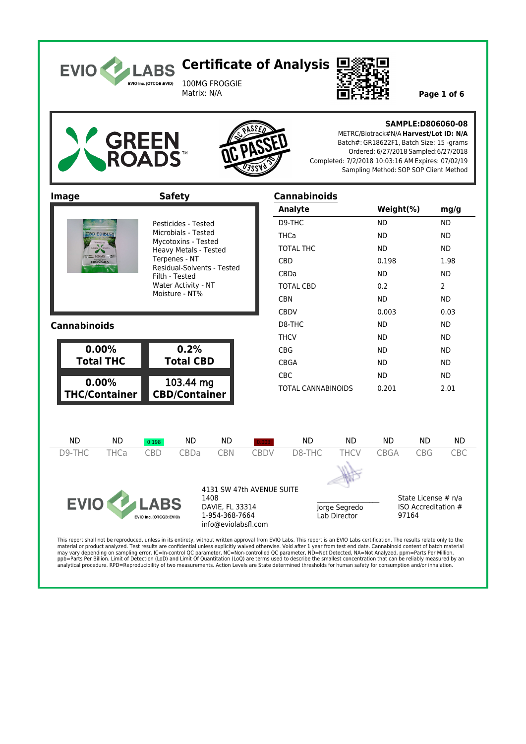# EVIO LABS — Certificate of Analysis

100MG FROGGIE
Matrix: N/A

**SAMPLE:D806060-08**
METRC/Biotrack#:N/A **Harvest/Lot ID: N/A**
Batch#: GR18622F1, Batch Size: 15 -grams
Ordered: 6/27/2018 Sampled:6/27/2018
Completed: 7/2/2018 10:03:16 AM Expires: 07/02/19
Sampling Method: SOP SOP Client Method

GREEN ROADS™

QC PASSED

## Image

## Safety

- Pesticides - Tested
- Microbials - Tested
- Mycotoxins - Tested
- Heavy Metals - Tested
- Terpenes - NT
- Residual-Solvents - Tested
- Filth - Tested
- Water Activity - NT
- Moisture - NT%

## Cannabinoids

| 0.00% Total THC | 0.2% Total CBD |
|---|---|
| 0.00% THC/Container | 103.44 mg CBD/Container |

## Cannabinoids

| Analyte | Weight(%) | mg/g |
|---|---|---|
| D9-THC | ND | ND |
| THCa | ND | ND |
| TOTAL THC | ND | ND |
| CBD | 0.198 | 1.98 |
| CBDa | ND | ND |
| TOTAL CBD | 0.2 | 2 |
| CBN | ND | ND |
| CBDV | 0.003 | 0.03 |
| D8-THC | ND | ND |
| THCV | ND | ND |
| CBG | ND | ND |
| CBGA | ND | ND |
| CBC | ND | ND |
| TOTAL CANNABINOIDS | 0.201 | 2.01 |

| D9-THC | THCa | CBD | CBDa | CBN | CBDV | D8-THC | THCV | CBGA | CBG | CBC |
|---|---|---|---|---|---|---|---|---|---|---|
| ND | ND | 0.198 | ND | ND | 0.003 | ND | ND | ND | ND | ND |

EVIO LABS
4131 SW 47th AVENUE SUITE 1408
DAVIE, FL 33314
1-954-368-7664
info@eviolabsfl.com

Jorge Segredo
Lab Director

State License # n/a
ISO Accreditation # 97164

This report shall not be reproduced, unless in its entirety, without written approval from EVIO Labs. This report is an EVIO Labs certification. The results relate only to the material or product analyzed. Test results are confidential unless explicitly waived otherwise. Void after 1 year from test end date. Cannabinoid content of batch material may vary depending on sampling error. IC=In-control QC parameter, NC=Non-controlled QC parameter, ND=Not Detected, NA=Not Analyzed, ppm=Parts Per Million, ppb=Parts Per Billion. Limit of Detection (LoD) and Limit Of Quantitation (LoQ) are terms used to describe the smallest concentration that can be reliably measured by an analytical procedure. RPD=Reproducibility of two measurements. Action Levels are State determined thresholds for human safety for consumption and/or inhalation.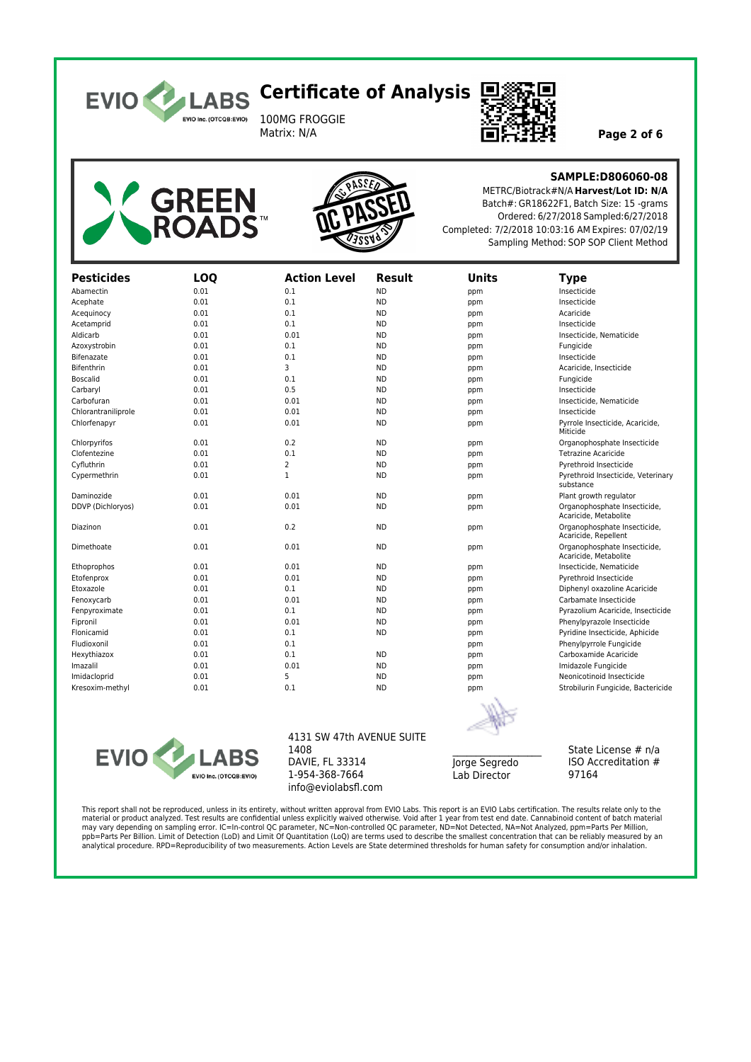# Certificate of Analysis

100MG FROGGIE
Matrix: N/A

**SAMPLE:D806060-08**
METRC/Biotrack#N/A **Harvest/Lot ID: N/A**
Batch#: GR18622F1, Batch Size: 15 -grams
Ordered: 6/27/2018 Sampled:6/27/2018
Completed: 7/2/2018 10:03:16 AM Expires: 07/02/19
Sampling Method: SOP SOP Client Method

QC PASSED

| Pesticides | LOQ | Action Level | Result | Units | Type |
|---|---|---|---|---|---|
| Abamectin | 0.01 | 0.1 | ND | ppm | Insecticide |
| Acephate | 0.01 | 0.1 | ND | ppm | Insecticide |
| Acequinocy | 0.01 | 0.1 | ND | ppm | Acaricide |
| Acetamprid | 0.01 | 0.1 | ND | ppm | Insecticide |
| Aldicarb | 0.01 | 0.01 | ND | ppm | Insecticide, Nematicide |
| Azoxystrobin | 0.01 | 0.1 | ND | ppm | Fungicide |
| Bifenazate | 0.01 | 0.1 | ND | ppm | Insecticide |
| Bifenthrin | 0.01 | 3 | ND | ppm | Acaricide, Insecticide |
| Boscalid | 0.01 | 0.1 | ND | ppm | Fungicide |
| Carbaryl | 0.01 | 0.5 | ND | ppm | Insecticide |
| Carbofuran | 0.01 | 0.01 | ND | ppm | Insecticide, Nematicide |
| Chlorantraniliprole | 0.01 | 0.01 | ND | ppm | Insecticide |
| Chlorfenapyr | 0.01 | 0.01 | ND | ppm | Pyrrole Insecticide, Acaricide, Miticide |
| Chlorpyrifos | 0.01 | 0.2 | ND | ppm | Organophosphate Insecticide |
| Clofentezine | 0.01 | 0.1 | ND | ppm | Tetrazine Acaricide |
| Cyfluthrin | 0.01 | 2 | ND | ppm | Pyrethroid Insecticide |
| Cypermethrin | 0.01 | 1 | ND | ppm | Pyrethroid Insecticide, Veterinary substance |
| Daminozide | 0.01 | 0.01 | ND | ppm | Plant growth regulator |
| DDVP (Dichloryos) | 0.01 | 0.01 | ND | ppm | Organophosphate Insecticide, Acaricide, Metabolite |
| Diazinon | 0.01 | 0.2 | ND | ppm | Organophosphate Insecticide, Acaricide, Repellent |
| Dimethoate | 0.01 | 0.01 | ND | ppm | Organophosphate Insecticide, Acaricide, Metabolite |
| Ethoprophos | 0.01 | 0.01 | ND | ppm | Insecticide, Nematicide |
| Etofenprox | 0.01 | 0.01 | ND | ppm | Pyrethroid Insecticide |
| Etoxazole | 0.01 | 0.1 | ND | ppm | Diphenyl oxazoline Acaricide |
| Fenoxycarb | 0.01 | 0.01 | ND | ppm | Carbamate Insecticide |
| Fenpyroximate | 0.01 | 0.1 | ND | ppm | Pyrazolium Acaricide, Insecticide |
| Fipronil | 0.01 | 0.01 | ND | ppm | Phenylpyrazole Insecticide |
| Flonicamid | 0.01 | 0.1 | ND | ppm | Pyridine Insecticide, Aphicide |
| Fludioxonil | 0.01 | 0.1 | | ppm | Phenylpyrrole Fungicide |
| Hexythiazox | 0.01 | 0.1 | ND | ppm | Carboxamide Acaricide |
| Imazalil | 0.01 | 0.01 | ND | ppm | Imidazole Fungicide |
| Imidacloprid | 0.01 | 5 | ND | ppm | Neonicotinoid Insecticide |
| Kresoxim-methyl | 0.01 | 0.1 | ND | ppm | Strobilurin Fungicide, Bactericide |

4131 SW 47th AVENUE SUITE 1408
DAVIE, FL 33314
1-954-368-7664
info@eviolabsfl.com

Jorge Segredo
Lab Director

State License # n/a
ISO Accreditation # 97164

This report shall not be reproduced, unless in its entirety, without written approval from EVIO Labs. This report is an EVIO Labs certification. The results relate only to the material or product analyzed. Test results are confidential unless explicitly waived otherwise. Void after 1 year from test end date. Cannabinoid content of batch material may vary depending on sampling error. IC=In-control QC parameter, NC=Non-controlled QC parameter, ND=Not Detected, NA=Not Analyzed, ppm=Parts Per Million, ppb=Parts Per Billion. Limit of Detection (LoD) and Limit Of Quantitation (LoQ) are terms used to describe the smallest concentration that can be reliably measured by an analytical procedure. RPD=Reproducibility of two measurements. Action Levels are State determined thresholds for human safety for consumption and/or inhalation.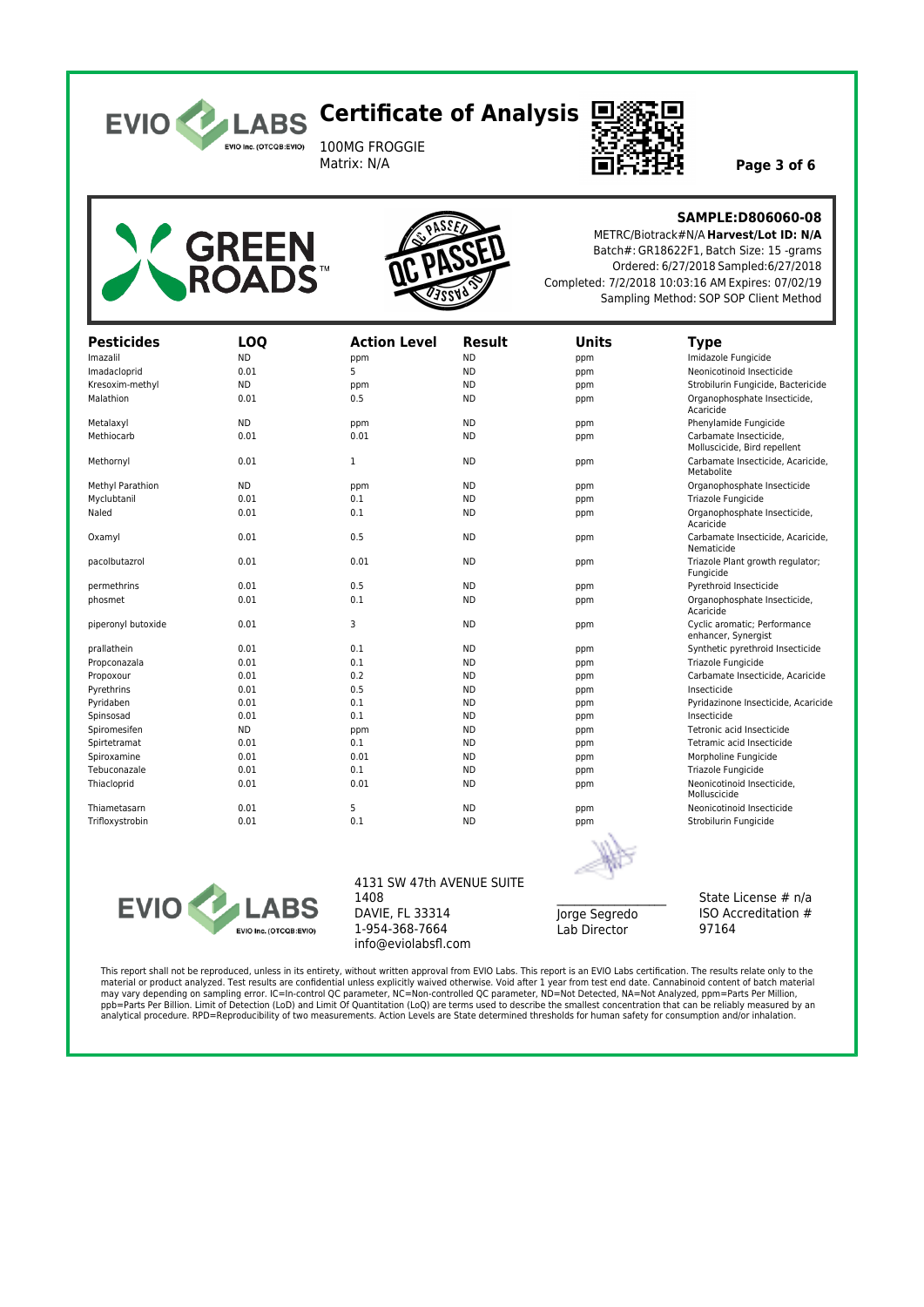# Certificate of Analysis

100MG FROGGIE
Matrix: N/A

**SAMPLE:D806060-08**
METRC/Biotrack#N/A **Harvest/Lot ID: N/A**
Batch#: GR18622F1, Batch Size: 15 -grams
Ordered: 6/27/2018 Sampled:6/27/2018
Completed: 7/2/2018 10:03:16 AM Expires: 07/02/19
Sampling Method: SOP SOP Client Method

| Pesticides | LOQ | Action Level | Result | Units | Type |
|---|---|---|---|---|---|
| Imazalil | ND | ppm | ND | ppm | Imidazole Fungicide |
| Imadacloprid | 0.01 | 5 | ND | ppm | Neonicotinoid Insecticide |
| Kresoxim-methyl | ND | ppm | ND | ppm | Strobilurin Fungicide, Bactericide |
| Malathion | 0.01 | 0.5 | ND | ppm | Organophosphate Insecticide, Acaricide |
| Metalaxyl | ND | ppm | ND | ppm | Phenylamide Fungicide |
| Methiocarb | 0.01 | 0.01 | ND | ppm | Carbamate Insecticide, Molluscicide, Bird repellent |
| Methornyl | 0.01 | 1 | ND | ppm | Carbamate Insecticide, Acaricide, Metabolite |
| Methyl Parathion | ND | ppm | ND | ppm | Organophosphate Insecticide |
| Myclubtanil | 0.01 | 0.1 | ND | ppm | Triazole Fungicide |
| Naled | 0.01 | 0.1 | ND | ppm | Organophosphate Insecticide, Acaricide |
| Oxamyl | 0.01 | 0.5 | ND | ppm | Carbamate Insecticide, Acaricide, Nematicide |
| pacolbutazrol | 0.01 | 0.01 | ND | ppm | Triazole Plant growth regulator; Fungicide |
| permethrins | 0.01 | 0.5 | ND | ppm | Pyrethroid Insecticide |
| phosmet | 0.01 | 0.1 | ND | ppm | Organophosphate Insecticide, Acaricide |
| piperonyl butoxide | 0.01 | 3 | ND | ppm | Cyclic aromatic; Performance enhancer, Synergist |
| prallathein | 0.01 | 0.1 | ND | ppm | Synthetic pyrethroid Insecticide |
| Propconazala | 0.01 | 0.1 | ND | ppm | Triazole Fungicide |
| Propoxour | 0.01 | 0.2 | ND | ppm | Carbamate Insecticide, Acaricide |
| Pyrethrins | 0.01 | 0.5 | ND | ppm | Insecticide |
| Pyridaben | 0.01 | 0.1 | ND | ppm | Pyridazinone Insecticide, Acaricide |
| Spinsosad | 0.01 | 0.1 | ND | ppm | Insecticide |
| Spiromesifen | ND | ppm | ND | ppm | Tetronic acid Insecticide |
| Spirtetramat | 0.01 | 0.1 | ND | ppm | Tetramic acid Insecticide |
| Spiroxamine | 0.01 | 0.01 | ND | ppm | Morpholine Fungicide |
| Tebuconazale | 0.01 | 0.1 | ND | ppm | Triazole Fungicide |
| Thiacloprid | 0.01 | 0.01 | ND | ppm | Neonicotinoid Insecticide, Molluscicide |
| Thiametasarn | 0.01 | 5 | ND | ppm | Neonicotinoid Insecticide |
| Trifloxystrobin | 0.01 | 0.1 | ND | ppm | Strobilurin Fungicide |

4131 SW 47th AVENUE SUITE 1408
DAVIE, FL 33314
1-954-368-7664
info@eviolabsfl.com

Jorge Segredo
Lab Director

State License # n/a
ISO Accreditation # 97164

This report shall not be reproduced, unless in its entirety, without written approval from EVIO Labs. This report is an EVIO Labs certification. The results relate only to the material or product analyzed. Test results are confidential unless explicitly waived otherwise. Void after 1 year from test end date. Cannabinoid content of batch material may vary depending on sampling error. IC=In-control QC parameter, NC=Non-controlled QC parameter, ND=Not Detected, NA=Not Analyzed, ppm=Parts Per Million, ppb=Parts Per Billion. Limit of Detection (LoD) and Limit Of Quantitation (LoQ) are terms used to describe the smallest concentration that can be reliably measured by an analytical procedure. RPD=Reproducibility of two measurements. Action Levels are State determined thresholds for human safety for consumption and/or inhalation.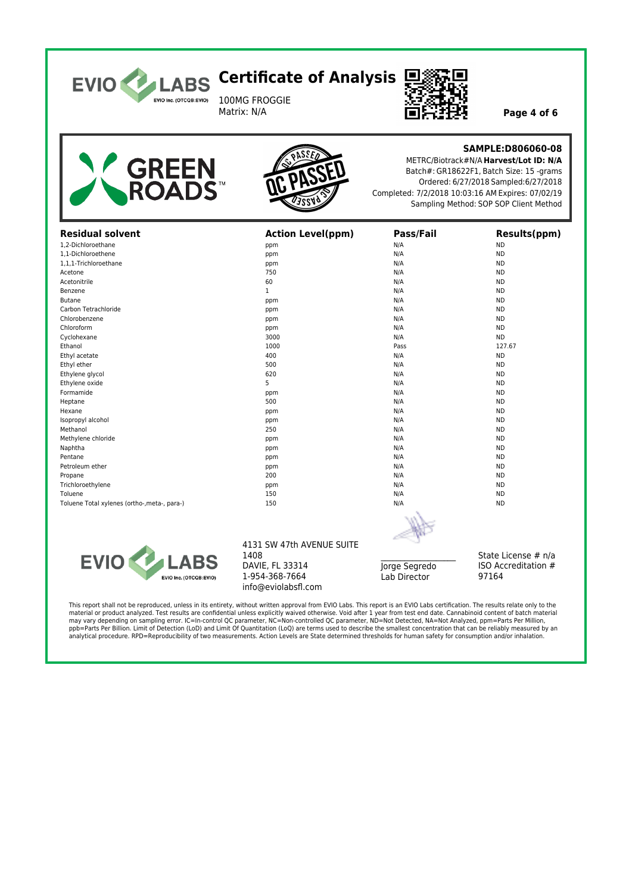# Certificate of Analysis

100MG FROGGIE
Matrix: N/A

**SAMPLE:D806060-08**
METRC/Biotrack#N/A **Harvest/Lot ID: N/A**
Batch#: GR18622F1, Batch Size: 15 -grams
Ordered: 6/27/2018 Sampled:6/27/2018
Completed: 7/2/2018 10:03:16 AM Expires: 07/02/19
Sampling Method: SOP SOP Client Method

| Residual solvent | Action Level(ppm) | Pass/Fail | Results(ppm) |
|---|---|---|---|
| 1,2-Dichloroethane | ppm | N/A | ND |
| 1,1-Dichloroethene | ppm | N/A | ND |
| 1,1,1-Trichloroethane | ppm | N/A | ND |
| Acetone | 750 | N/A | ND |
| Acetonitrile | 60 | N/A | ND |
| Benzene | 1 | N/A | ND |
| Butane | ppm | N/A | ND |
| Carbon Tetrachloride | ppm | N/A | ND |
| Chlorobenzene | ppm | N/A | ND |
| Chloroform | ppm | N/A | ND |
| Cyclohexane | 3000 | N/A | ND |
| Ethanol | 1000 | Pass | 127.67 |
| Ethyl acetate | 400 | N/A | ND |
| Ethyl ether | 500 | N/A | ND |
| Ethylene glycol | 620 | N/A | ND |
| Ethylene oxide | 5 | N/A | ND |
| Formamide | ppm | N/A | ND |
| Heptane | 500 | N/A | ND |
| Hexane | ppm | N/A | ND |
| Isopropyl alcohol | ppm | N/A | ND |
| Methanol | 250 | N/A | ND |
| Methylene chloride | ppm | N/A | ND |
| Naphtha | ppm | N/A | ND |
| Pentane | ppm | N/A | ND |
| Petroleum ether | ppm | N/A | ND |
| Propane | 200 | N/A | ND |
| Trichloroethylene | ppm | N/A | ND |
| Toluene | 150 | N/A | ND |
| Toluene Total xylenes (ortho-,meta-, para-) | 150 | N/A | ND |

4131 SW 47th AVENUE SUITE 1408
DAVIE, FL 33314
1-954-368-7664
info@eviolabsfl.com

Jorge Segredo
Lab Director

State License # n/a
ISO Accreditation # 97164

This report shall not be reproduced, unless in its entirety, without written approval from EVIO Labs. This report is an EVIO Labs certification. The results relate only to the material or product analyzed. Test results are confidential unless explicitly waived otherwise. Void after 1 year from test end date. Cannabinoid content of batch material may vary depending on sampling error. IC=In-control QC parameter, NC=Non-controlled QC parameter, ND=Not Detected, NA=Not Analyzed, ppm=Parts Per Million, ppb=Parts Per Billion. Limit of Detection (LoD) and Limit Of Quantitation (LoQ) are terms used to describe the smallest concentration that can be reliably measured by an analytical procedure. RPD=Reproducibility of two measurements. Action Levels are State determined thresholds for human safety for consumption and/or inhalation.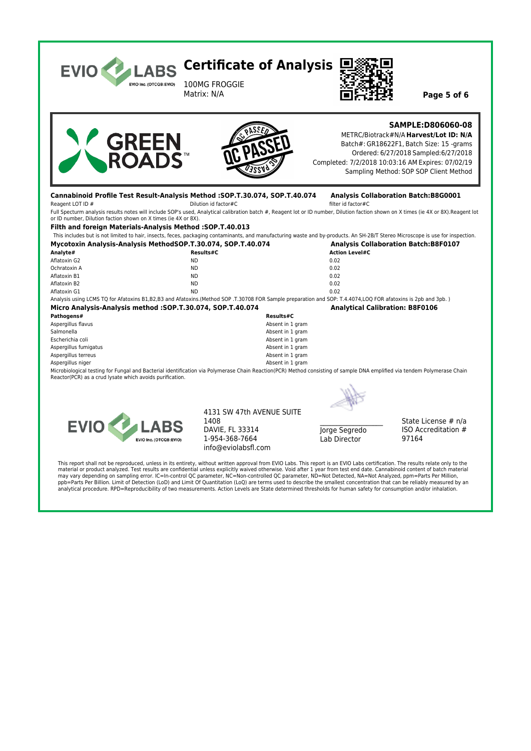# Certificate of Analysis

100MG FROGGIE
Matrix: N/A

**SAMPLE:D806060-08**
METRC/Biotrack#N/A **Harvest/Lot ID: N/A**
Batch#: GR18622F1, Batch Size: 15 -grams
Ordered: 6/27/2018 Sampled:6/27/2018
Completed: 7/2/2018 10:03:16 AM Expires: 07/02/19
Sampling Method: SOP SOP Client Method

### Cannabinoid Profile Test Result-Analysis Method :SOP.T.30.074, SOP.T.40.074 — Analysis Collaboration Batch:B8G0001

Reagent LOT ID # Dilution id factor#C filter id factor#C

Full Specturm analysis results notes will include SOP's used, Analytical calibration batch #, Reagent lot or ID number, Dilution faction shown on X times (ie 4X or 8X).Reagent lot or ID number, Dilution faction shown on X times (ie 4X or 8X).

### Filth and foreign Materials-Analysis Method :SOP.T.40.013

This includes but is not limited to hair, insects, feces, packaging contaminants, and manufacturing waste and by-products. An SH-2B/T Stereo Microscope is use for inspection.

### Mycotoxin Analysis-Analysis MethodSOP.T.30.074, SOP.T.40.074 — Analysis Collaboration Batch:B8F0107

| Analyte# | Results#C | Action Level#C |
|---|---|---|
| Aflatoxin G2 | ND | 0.02 |
| Ochratoxin A | ND | 0.02 |
| Aflatoxin B1 | ND | 0.02 |
| Aflatoxin B2 | ND | 0.02 |
| Aflatoxin G1 | ND | 0.02 |

Analysis using LCMS TQ for Afatoxins B1,B2,B3 and Afatoxins.(Method SOP .T.30708 FOR Sample preparation and SOP: T.4.4074,LOQ FOR afatoxins is 2pb and 3pb. )

### Micro Analysis-Analysis method :SOP.T.30.074, SOP.T.40.074 — Analytical Calibration: B8F0106

| Pathogens# | Results#C |
|---|---|
| Aspergillus flavus | Absent in 1 gram |
| Salmonella | Absent in 1 gram |
| Escherichia coli | Absent in 1 gram |
| Aspergillus fumigatus | Absent in 1 gram |
| Aspergillus terreus | Absent in 1 gram |
| Aspergillus niger | Absent in 1 gram |

Microbiological testing for Fungal and Bacterial identification via Polymerase Chain Reaction(PCR) Method consisting of sample DNA emplified via tendem Polymerase Chain Reactor(PCR) as a crud lysate which avoids purification.

4131 SW 47th AVENUE SUITE 1408
DAVIE, FL 33314
1-954-368-7664
info@eviolabsfl.com

Jorge Segredo
Lab Director

State License # n/a
ISO Accreditation # 97164

This report shall not be reproduced, unless in its entirety, without written approval from EVIO Labs. This report is an EVIO Labs certification. The results relate only to the material or product analyzed. Test results are confidential unless explicitly waived otherwise. Void after 1 year from test end date. Cannabinoid content of batch material may vary depending on sampling error. IC=In-control QC parameter, NC=Non-controlled QC parameter, ND=Not Detected, NA=Not Analyzed, ppm=Parts Per Million, ppb=Parts Per Billion. Limit of Detection (LoD) and Limit Of Quantitation (LoQ) are terms used to describe the smallest concentration that can be reliably measured by an analytical procedure. RPD=Reproducibility of two measurements. Action Levels are State determined thresholds for human safety for consumption and/or inhalation.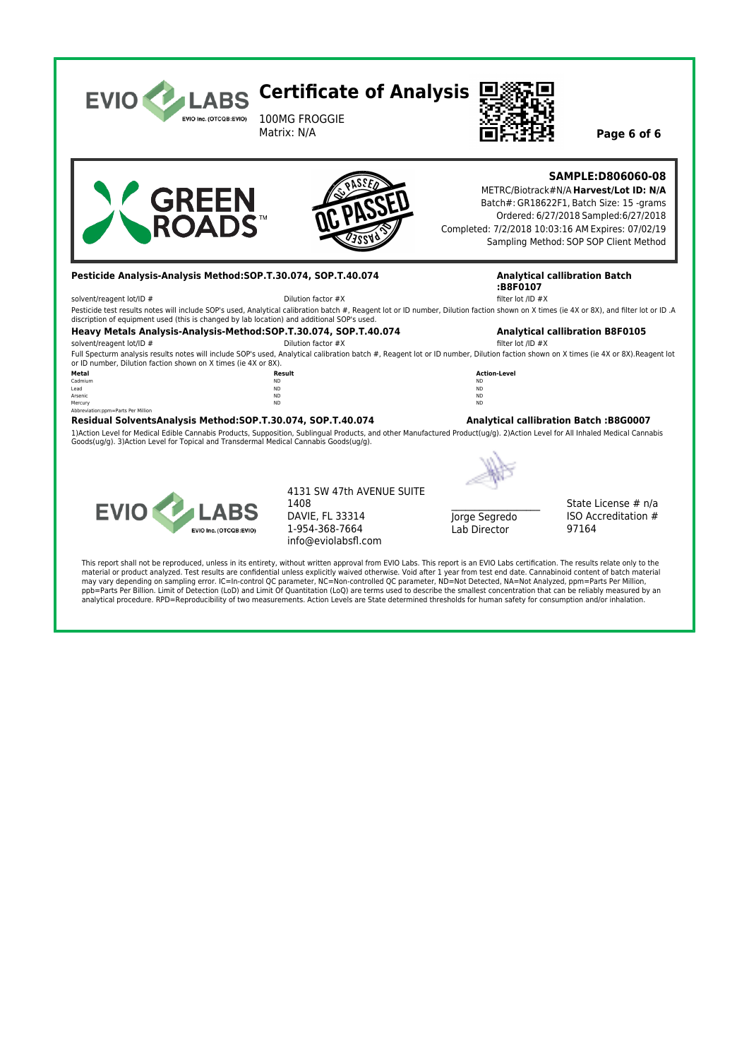# Certificate of Analysis

100MG FROGGIE
Matrix: N/A

## SAMPLE:D806060-08

METRC/Biotrack#N/A **Harvest/Lot ID: N/A**
Batch#: GR18622F1, Batch Size: 15 -grams
Ordered: 6/27/2018 Sampled:6/27/2018
Completed: 7/2/2018 10:03:16 AM Expires: 07/02/19
Sampling Method: SOP SOP Client Method

### Pesticide Analysis-Analysis Method:SOP.T.30.074, SOP.T.40.074

**Analytical callibration Batch :B8F0107**

solvent/reagent lot/ID # Dilution factor #X filter lot /ID #X

Pesticide test results notes will include SOP's used, Analytical calibration batch #, Reagent lot or ID number, Dilution faction shown on X times (ie 4X or 8X), and filter lot or ID .A discription of equipment used (this is changed by lab location) and additional SOP's used.

### Heavy Metals Analysis-Analysis-Method:SOP.T.30.074, SOP.T.40.074

**Analytical callibration B8F0105**

solvent/reagent lot/ID # Dilution factor #X filter lot /ID #X

Full Specturm analysis results notes will include SOP's used, Analytical calibration batch #, Reagent lot or ID number, Dilution faction shown on X times (ie 4X or 8X).Reagent lot or ID number, Dilution faction shown on X times (ie 4X or 8X).

| Metal | Result | Action-Level |
|---|---|---|
| Cadmium | ND | ND |
| Lead | ND | ND |
| Arsenic | ND | ND |
| Mercury | ND | ND |

Abbreviation:ppm=Parts Per Million

### Residual SolventsAnalysis Method:SOP.T.30.074, SOP.T.40.074

**Analytical callibration Batch :B8G0007**

1)Action Level for Medical Edible Cannabis Products, Supposition, Sublingual Products, and other Manufactured Product(ug/g). 2)Action Level for All Inhaled Medical Cannabis Goods(ug/g). 3)Action Level for Topical and Transdermal Medical Cannabis Goods(ug/g).

4131 SW 47th AVENUE SUITE 1408
DAVIE, FL 33314
1-954-368-7664
info@eviolabsfl.com

Jorge Segredo
Lab Director

State License # n/a
ISO Accreditation # 97164

This report shall not be reproduced, unless in its entirety, without written approval from EVIO Labs. This report is an EVIO Labs certification. The results relate only to the material or product analyzed. Test results are confidential unless explicitly waived otherwise. Void after 1 year from test end date. Cannabinoid content of batch material may vary depending on sampling error. IC=In-control QC parameter, NC=Non-controlled QC parameter, ND=Not Detected, NA=Not Analyzed, ppm=Parts Per Million, ppb=Parts Per Billion. Limit of Detection (LoD) and Limit Of Quantitation (LoQ) are terms used to describe the smallest concentration that can be reliably measured by an analytical procedure. RPD=Reproducibility of two measurements. Action Levels are State determined thresholds for human safety for consumption and/or inhalation.